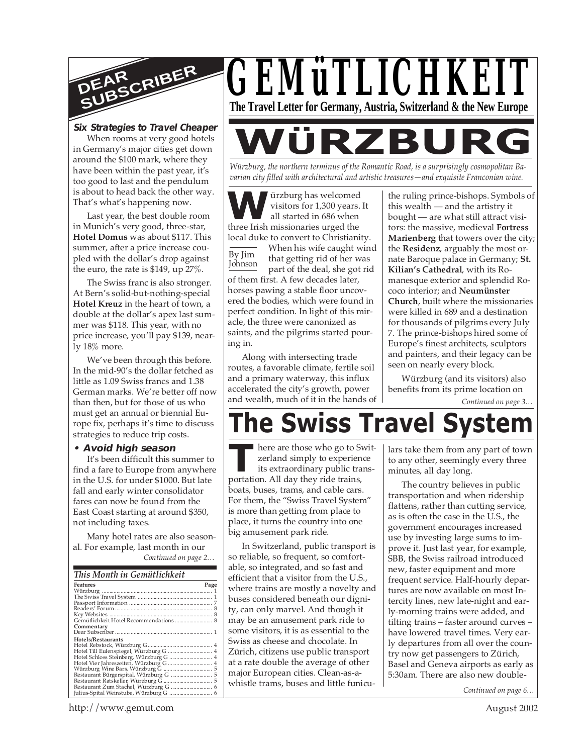# GEMüTLICHKEIT

**The Travel Letter for Germany, Austria, Switzerland & the New Europe**

## DEAR SUBSCRIBER

***Six Strategies to Travel Cheaper***

When rooms at very good hotels in Germany's major cities get down around the $100 mark, where they have been within the past year, it's too good to last and the pendulum is about to head back the other way. That's what's happening now.

Last year, the best double room in Munich's very good, three-star, **Hotel Domus** was about $117. This summer, after a price increase coupled with the dollar's drop against the euro, the rate is $149, up 27%.

The Swiss franc is also stronger. At Bern's solid-but-nothing-special **Hotel Kreuz** in the heart of town, a double at the dollar's apex last summer was $118. This year, with no price increase, you'll pay $139, nearly 18% more.

We've been through this before. In the mid-90's the dollar fetched as little as 1.09 Swiss francs and 1.38 German marks. We're better off now than then, but for those of us who must get an annual or biennial Europe fix, perhaps it's time to discuss strategies to reduce trip costs.

**• *Avoid high season***

It's been difficult this summer to find a fare to Europe from anywhere in the U.S. for under $1000. But late fall and early winter consolidator fares can now be found from the East Coast starting at around $350, not including taxes.

Many hotel rates are also seasonal. For example, last month in our

*Continued on page 2…*

***This Month in Gemütlichkeit***

| Features | Page |
|---|---|
| Würzburg | 1 |
| The Swiss Travel System | 1 |
| Passport Information | 7 |
| Readers' Forum | 8 |
| Key Websites | 8 |
| Gemütlichkeit Hotel Recommendations | 8 |
| **Commentary** | |
| Dear Subscriber | 1 |
| **Hotels/Restaurants** | |
| Hotel Rebstock, Würzburg G | 4 |
| Hotel Till Eulenspiegel, Würzburg G | 4 |
| Hotel Schloss Steinberg, Würzburg G | 4 |
| Hotel Vier Jahreszeiten, Würzburg G | 4 |
| Würzburg Wine Bars, Würzburg G | 5 |
| Restaurant Bürgerspital, Würzburg G | 5 |
| Restaurant Ratskeller, Würzburg G | 5 |
| Restaurant Zum Stachel, Würzburg G | 6 |
| Julius-Spital Weinstube, Würzburg G | 6 |

# WÜRZBURG

*Würzburg, the northern terminus of the Romantic Road, is a surprisingly cosmopolitan Bavarian city filled with architectural and artistic treasures—and exquisite Franconian wine.*

By Jim Johnson

Würzburg has welcomed visitors for 1,300 years. It all started in 686 when three Irish missionaries urged the local duke to convert to Christianity. When his wife caught wind that getting rid of her was part of the deal, she got rid of them first. A few decades later, horses pawing a stable floor uncovered the bodies, which were found in perfect condition. In light of this miracle, the three were canonized as saints, and the pilgrims started pouring in.

Along with intersecting trade routes, a favorable climate, fertile soil and a primary waterway, this influx accelerated the city's growth, power and wealth, much of it in the hands of the ruling prince-bishops. Symbols of this wealth — and the artistry it bought — are what still attract visitors: the massive, medieval **Fortress Marienberg** that towers over the city; the **Residenz**, arguably the most ornate Baroque palace in Germany; **St. Kilian's Cathedral**, with its Romanesque exterior and splendid Rococo interior; and **Neumünster Church**, built where the missionaries were killed in 689 and a destination for thousands of pilgrims every July 7. The prince-bishops hired some of Europe's finest architects, sculptors and painters, and their legacy can be seen on nearly every block.

Würzburg (and its visitors) also benefits from its prime location on

*Continued on page 3…*

# The Swiss Travel System

There are those who go to Switzerland simply to experience its extraordinary public transportation. All day they ride trains, boats, buses, trams, and cable cars. For them, the "Swiss Travel System" is more than getting from place to place, it turns the country into one big amusement park ride.

In Switzerland, public transport is so reliable, so frequent, so comfortable, so integrated, and so fast and efficient that a visitor from the U.S., where trains are mostly a novelty and buses considered beneath our dignity, can only marvel. And though it may be an amusement park ride to some visitors, it is as essential to the Swiss as cheese and chocolate. In Zürich, citizens use public transport at a rate double the average of other major European cities. Clean-as-a-whistle trams, buses and little funiculars take them from any part of town to any other, seemingly every three minutes, all day long.

The country believes in public transportation and when ridership flattens, rather than cutting service, as is often the case in the U.S., the government encourages increased use by investing large sums to improve it. Just last year, for example, SBB, the Swiss railroad introduced new, faster equipment and more frequent service. Half-hourly departures are now available on most Intercity lines, new late-night and early-morning trains were added, and tilting trains – faster around curves – have lowered travel times. Very early departures from all over the country now get passengers to Zürich, Basel and Geneva airports as early as 5:30am. There are also new double-

*Continued on page 6…*

http://www.gemut.com

August 2002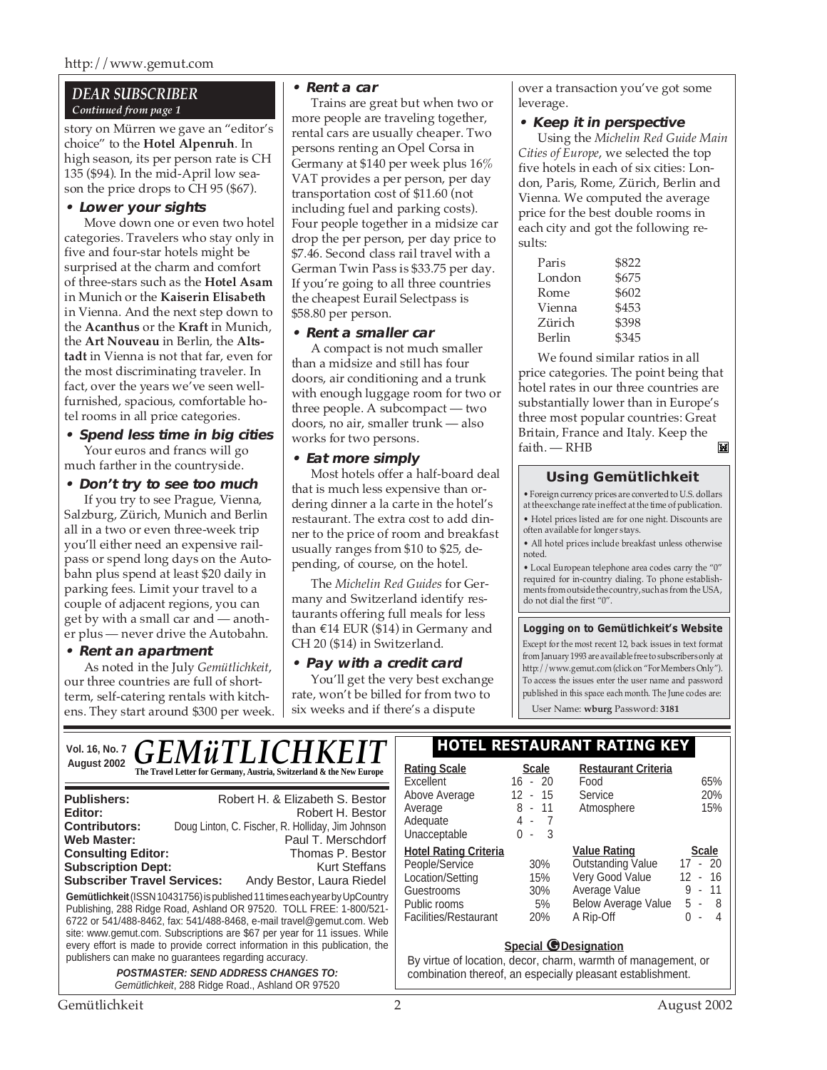## DEAR SUBSCRIBER

*Continued from page 1*

story on Mürren we gave an "editor's choice" to the **Hotel Alpenruh**. In high season, its per person rate is CH 135 ($94). In the mid-April low season the price drops to CH 95 ($67).

**• Lower your sights**

Move down one or even two hotel categories. Travelers who stay only in five and four-star hotels might be surprised at the charm and comfort of three-stars such as the **Hotel Asam** in Munich or the **Kaiserin Elisabeth** in Vienna. And the next step down to the **Acanthus** or the **Kraft** in Munich, the **Art Nouveau** in Berlin, the **Altstadt** in Vienna is not that far, even for the most discriminating traveler. In fact, over the years we've seen well-furnished, spacious, comfortable hotel rooms in all price categories.

**• Spend less time in big cities**

Your euros and francs will go much farther in the countryside.

**• Don't try to see too much**

If you try to see Prague, Vienna, Salzburg, Zürich, Munich and Berlin all in a two or even three-week trip you'll either need an expensive railpass or spend long days on the Autobahn plus spend at least $20 daily in parking fees. Limit your travel to a couple of adjacent regions, you can get by with a small car and — another plus — never drive the Autobahn.

**• Rent an apartment**

As noted in the July *Gemütlichkeit*, our three countries are full of short-term, self-catering rentals with kitchens. They start around $300 per week.

**• Rent a car**

Trains are great but when two or more people are traveling together, rental cars are usually cheaper. Two persons renting an Opel Corsa in Germany at $140 per week plus 16% VAT provides a per person, per day transportation cost of $11.60 (not including fuel and parking costs). Four people together in a midsize car drop the per person, per day price to $7.46. Second class rail travel with a German Twin Pass is $33.75 per day. If you're going to all three countries the cheapest Eurail Selectpass is $58.80 per person.

**• Rent a smaller car**

A compact is not much smaller than a midsize and still has four doors, air conditioning and a trunk with enough luggage room for two or three people. A subcompact — two doors, no air, smaller trunk — also works for two persons.

**• Eat more simply**

Most hotels offer a half-board deal that is much less expensive than ordering dinner a la carte in the hotel's restaurant. The extra cost to add dinner to the price of room and breakfast usually ranges from $10 to $25, depending, of course, on the hotel.

The *Michelin Red Guides* for Germany and Switzerland identify restaurants offering full meals for less than €14 EUR ($14) in Germany and CH 20 ($14) in Switzerland.

**• Pay with a credit card**

You'll get the very best exchange rate, won't be billed for from two to six weeks and if there's a dispute over a transaction you've got some leverage.

**• Keep it in perspective**

Using the *Michelin Red Guide Main Cities of Europe*, we selected the top five hotels in each of six cities: London, Paris, Rome, Zürich, Berlin and Vienna. We computed the average price for the best double rooms in each city and got the following results:

| | |
|---|---|
| Paris | $822 |
| London | $675 |
| Rome | $602 |
| Vienna | $453 |
| Zürich | $398 |
| Berlin | $345 |

We found similar ratios in all price categories. The point being that hotel rates in our three countries are substantially lower than in Europe's three most popular countries: Great Britain, France and Italy. Keep the faith. — RHB

### Using Gemütlichkeit

- Foreign currency prices are converted to U.S. dollars at the exchange rate in effect at the time of publication.
- Hotel prices listed are for one night. Discounts are often available for longer stays.
- All hotel prices include breakfast unless otherwise noted.
- Local European telephone area codes carry the "0" required for in-country dialing. To phone establishments from outside the country, such as from the USA, do not dial the first "0".

### Logging on to Gemütlichkeit's Website

Except for the most recent 12, back issues in text format from January 1993 are available free to subscribers only at http://www.gemut.com (click on "For Members Only"). To access the issues enter the user name and password published in this space each month. The June codes are:

User Name: **wburg** Password: **3181**

---

Vol. 16, No. 7 August 2002

# GEMüTLICHKEIT

**The Travel Letter for Germany, Austria, Switzerland & the New Europe**

| | |
|---|---|
| **Publishers:** | Robert H. & Elizabeth S. Bestor |
| **Editor:** | Robert H. Bestor |
| **Contributors:** | Doug Linton, C. Fischer, R. Holliday, Jim Johnson |
| **Web Master:** | Paul T. Merschdorf |
| **Consulting Editor:** | Thomas P. Bestor |
| **Subscription Dept:** | Kurt Steffans |
| **Subscriber Travel Services:** | Andy Bestor, Laura Riedel |

**Gemütlichkeit** (ISSN 10431756) is published 11 times each year by UpCountry Publishing, 288 Ridge Road, Ashland OR 97520. TOLL FREE: 1-800/521-6722 or 541/488-8462, fax: 541/488-8468, e-mail travel@gemut.com. Web site: www.gemut.com. Subscriptions are $67 per year for 11 issues. While every effort is made to provide correct information in this publication, the publishers can make no guarantees regarding accuracy.

***POSTMASTER: SEND ADDRESS CHANGES TO:***
*Gemütlichkeit*, 288 Ridge Road., Ashland OR 97520

## HOTEL RESTAURANT RATING KEY

| Rating Scale | Scale |
|---|---|
| Excellent | 16 - 20 |
| Above Average | 12 - 15 |
| Average | 8 - 11 |
| Adequate | 4 - 7 |
| Unacceptable | 0 - 3 |

| Restaurant Criteria | |
|---|---|
| Food | 65% |
| Service | 20% |
| Atmosphere | 15% |

| Hotel Rating Criteria | |
|---|---|
| People/Service | 30% |
| Location/Setting | 15% |
| Guestrooms | 30% |
| Public rooms | 5% |
| Facilities/Restaurant | 20% |

| Value Rating | Scale |
|---|---|
| Outstanding Value | 17 - 20 |
| Very Good Value | 12 - 16 |
| Average Value | 9 - 11 |
| Below Average Value | 5 - 8 |
| A Rip-Off | 0 - 4 |

**Special G Designation**

By virtue of location, decor, charm, warmth of management, or combination thereof, an especially pleasant establishment.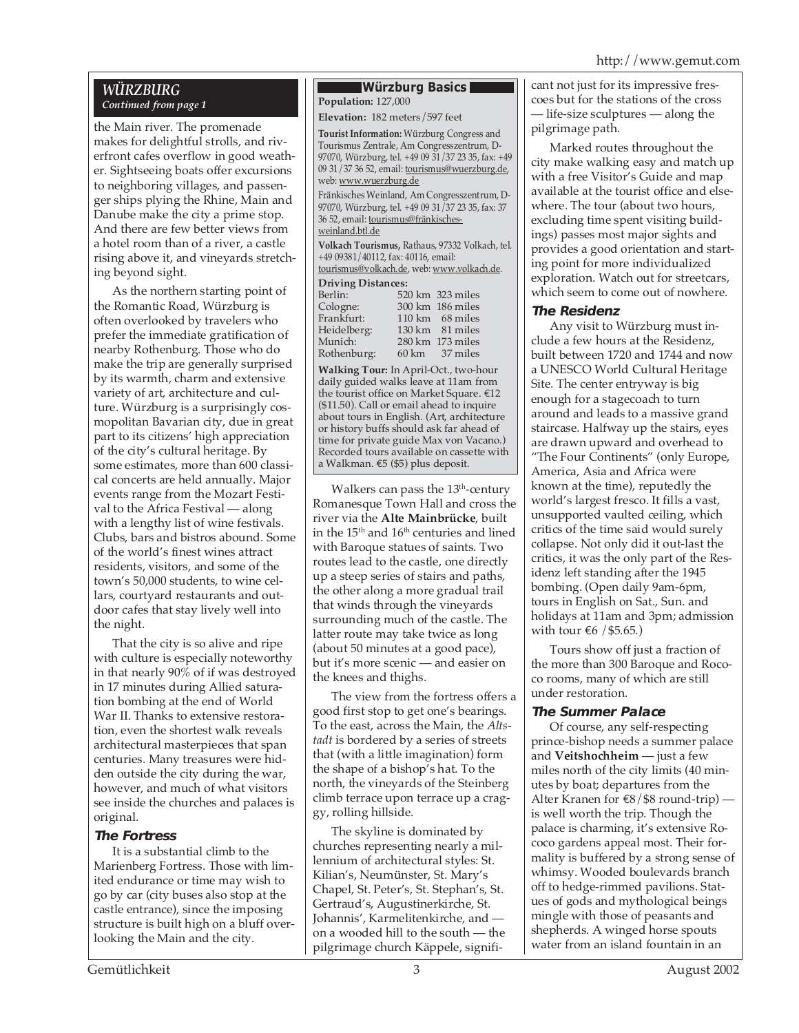## WÜRZBURG

*Continued from page 1*

the Main river. The promenade makes for delightful strolls, and riverfront cafes overflow in good weather. Sightseeing boats offer excursions to neighboring villages, and passenger ships plying the Rhine, Main and Danube make the city a prime stop. And there are few better views from a hotel room than of a river, a castle rising above it, and vineyards stretching beyond sight.

As the northern starting point of the Romantic Road, Würzburg is often overlooked by travelers who prefer the immediate gratification of nearby Rothenburg. Those who do make the trip are generally surprised by its warmth, charm and extensive variety of art, architecture and culture. Würzburg is a surprisingly cosmopolitan Bavarian city, due in great part to its citizens' high appreciation of the city's cultural heritage. By some estimates, more than 600 classical concerts are held annually. Major events range from the Mozart Festival to the Africa Festival — along with a lengthy list of wine festivals. Clubs, bars and bistros abound. Some of the world's finest wines attract residents, visitors, and some of the town's 50,000 students, to wine cellars, courtyard restaurants and outdoor cafes that stay lively well into the night.

That the city is so alive and ripe with culture is especially noteworthy in that nearly 90% of if was destroyed in 17 minutes during Allied saturation bombing at the end of World War II. Thanks to extensive restoration, even the shortest walk reveals architectural masterpieces that span centuries. Many treasures were hidden outside the city during the war, however, and much of what visitors see inside the churches and palaces is original.

### The Fortress

It is a substantial climb to the Marienberg Fortress. Those with limited endurance or time may wish to go by car (city buses also stop at the castle entrance), since the imposing structure is built high on a bluff overlooking the Main and the city.

> **Würzburg Basics**
>
> **Population:** 127,000
>
> **Elevation:** 182 meters/597 feet
>
> **Tourist Information:** Würzburg Congress and Tourismus Zentrale, Am Congresszentrum, D-97070, Würzburg, tel. +49 09 31/37 23 35, fax: +49 09 31/37 36 52, email: tourismus@wuerzburg.de, web: www.wuerzburg.de
>
> Fränkisches Weinland, Am Congresszentrum, D-97070, Würzburg, tel. +49 09 31/37 23 35, fax: 37 36 52, email: tourismus@fränkisches-weinland.btl.de
>
> **Volkach Tourismus,** Rathaus, 97332 Volkach, tel. +49 09381/40112, fax: 40116, email: tourismus@volkach.de, web: www.volkach.de.
>
> **Driving Distances:**
>
> | | | |
> |---|---|---|
> | Berlin: | 520 km | 323 miles |
> | Cologne: | 300 km | 186 miles |
> | Frankfurt: | 110 km | 68 miles |
> | Heidelberg: | 130 km | 81 miles |
> | Munich: | 280 km | 173 miles |
> | Rothenburg: | 60 km | 37 miles |
>
> **Walking Tour:** In April-Oct., two-hour daily guided walks leave at 11am from the tourist office on Market Square. €12 ($11.50). Call or email ahead to inquire about tours in English. (Art, architecture or history buffs should ask far ahead of time for private guide Max von Vacano.) Recorded tours available on cassette with a Walkman. €5 ($5) plus deposit.

Walkers can pass the 13th-century Romanesque Town Hall and cross the river via the **Alte Mainbrücke**, built in the 15th and 16th centuries and lined with Baroque statues of saints. Two routes lead to the castle, one directly up a steep series of stairs and paths, the other along a more gradual trail that winds through the vineyards surrounding much of the castle. The latter route may take twice as long (about 50 minutes at a good pace), but it's more scenic — and easier on the knees and thighs.

The view from the fortress offers a good first stop to get one's bearings. To the east, across the Main, the *Altstadt* is bordered by a series of streets that (with a little imagination) form the shape of a bishop's hat. To the north, the vineyards of the Steinberg climb terrace upon terrace up a craggy, rolling hillside.

The skyline is dominated by churches representing nearly a millennium of architectural styles: St. Kilian's, Neumünster, St. Mary's Chapel, St. Peter's, St. Stephan's, St. Gertraud's, Augustinerkirche, St. Johannis', Karmelitenkirche, and — on a wooded hill to the south — the pilgrimage church Käppele, significant not just for its impressive frescoes but for the stations of the cross — life-size sculptures — along the pilgrimage path.

Marked routes throughout the city make walking easy and match up with a free Visitor's Guide and map available at the tourist office and elsewhere. The tour (about two hours, excluding time spent visiting buildings) passes most major sights and provides a good orientation and starting point for more individualized exploration. Watch out for streetcars, which seem to come out of nowhere.

### The Residenz

Any visit to Würzburg must include a few hours at the Residenz, built between 1720 and 1744 and now a UNESCO World Cultural Heritage Site. The center entryway is big enough for a stagecoach to turn around and leads to a massive grand staircase. Halfway up the stairs, eyes are drawn upward and overhead to "The Four Continents" (only Europe, America, Asia and Africa were known at the time), reputedly the world's largest fresco. It fills a vast, unsupported vaulted ceiling, which critics of the time said would surely collapse. Not only did it out-last the critics, it was the only part of the Residenz left standing after the 1945 bombing. (Open daily 9am-6pm, tours in English on Sat., Sun. and holidays at 11am and 3pm; admission with tour €6 /$5.65.)

Tours show off just a fraction of the more than 300 Baroque and Rococo rooms, many of which are still under restoration.

### The Summer Palace

Of course, any self-respecting prince-bishop needs a summer palace and **Veitshochheim** — just a few miles north of the city limits (40 minutes by boat; departures from the Alter Kranen for €8/$8 round-trip) — is well worth the trip. Though the palace is charming, it's extensive Rococo gardens appeal most. Their formality is buffered by a strong sense of whimsy. Wooded boulevards branch off to hedge-rimmed pavilions. Statues of gods and mythological beings mingle with those of peasants and shepherds. A winged horse spouts water from an island fountain in an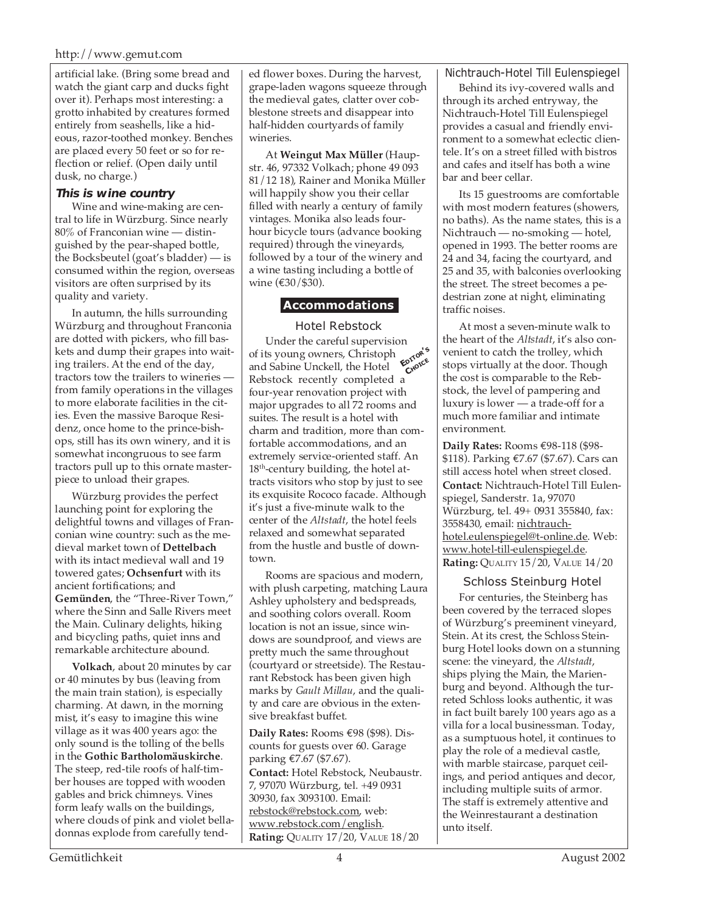artificial lake. (Bring some bread and watch the giant carp and ducks fight over it). Perhaps most interesting: a grotto inhabited by creatures formed entirely from seashells, like a hideous, razor-toothed monkey. Benches are placed every 50 feet or so for reflection or relief. (Open daily until dusk, no charge.)

### This is wine country

Wine and wine-making are central to life in Würzburg. Since nearly 80% of Franconian wine — distinguished by the pear-shaped bottle, the Bocksbeutel (goat's bladder) — is consumed within the region, overseas visitors are often surprised by its quality and variety.

In autumn, the hills surrounding Würzburg and throughout Franconia are dotted with pickers, who fill baskets and dump their grapes into waiting trailers. At the end of the day, tractors tow the trailers to wineries — from family operations in the villages to more elaborate facilities in the cities. Even the massive Baroque Residenz, once home to the prince-bishops, still has its own winery, and it is somewhat incongruous to see farm tractors pull up to this ornate masterpiece to unload their grapes.

Würzburg provides the perfect launching point for exploring the delightful towns and villages of Franconian wine country: such as the medieval market town of **Dettelbach** with its intact medieval wall and 19 towered gates; **Ochsenfurt** with its ancient fortifications; and **Gemünden**, the "Three-River Town," where the Sinn and Salle Rivers meet the Main. Culinary delights, hiking and bicycling paths, quiet inns and remarkable architecture abound.

**Volkach**, about 20 minutes by car or 40 minutes by bus (leaving from the main train station), is especially charming. At dawn, in the morning mist, it's easy to imagine this wine village as it was 400 years ago: the only sound is the tolling of the bells in the **Gothic Bartholomäuskirche**. The steep, red-tile roofs of half-timber houses are topped with wooden gables and brick chimneys. Vines form leafy walls on the buildings, where clouds of pink and violet belladonnas explode from carefully tended flower boxes. During the harvest, grape-laden wagons squeeze through the medieval gates, clatter over cobblestone streets and disappear into half-hidden courtyards of family wineries.

At **Weingut Max Müller** (Haupstr. 46, 97332 Volkach; phone 49 093 81/12 18), Rainer and Monika Müller will happily show you their cellar filled with nearly a century of family vintages. Monika also leads four-hour bicycle tours (advance booking required) through the vineyards, followed by a tour of the winery and a wine tasting including a bottle of wine (€30/$30).

## Accommodations

### Hotel Rebstock

*Editor's Choice*

Under the careful supervision of its young owners, Christoph and Sabine Unckell, the Hotel Rebstock recently completed a four-year renovation project with major upgrades to all 72 rooms and suites. The result is a hotel with charm and tradition, more than comfortable accommodations, and an extremely service-oriented staff. An 18th-century building, the hotel attracts visitors who stop by just to see its exquisite Rococo facade. Although it's just a five-minute walk to the center of the *Altstadt*, the hotel feels relaxed and somewhat separated from the hustle and bustle of downtown.

Rooms are spacious and modern, with plush carpeting, matching Laura Ashley upholstery and bedspreads, and soothing colors overall. Room location is not an issue, since windows are soundproof, and views are pretty much the same throughout (courtyard or streetside). The Restaurant Rebstock has been given high marks by *Gault Millau*, and the quality and care are obvious in the extensive breakfast buffet.

**Daily Rates:** Rooms €98 ($98). Discounts for guests over 60. Garage parking €7.67 ($7.67).
**Contact:** Hotel Rebstock, Neubaustr. 7, 97070 Würzburg, tel. +49 0931 30930, fax 3093100. Email: rebstock@rebstock.com, web: www.rebstock.com/english.
**Rating:** QUALITY 17/20, VALUE 18/20

### Nichtrauch-Hotel Till Eulenspiegel

Behind its ivy-covered walls and through its arched entryway, the Nichtrauch-Hotel Till Eulenspiegel provides a casual and friendly environment to a somewhat eclectic clientele. It's on a street filled with bistros and cafes and itself has both a wine bar and beer cellar.

Its 15 guestrooms are comfortable with most modern features (showers, no baths). As the name states, this is a Nichtrauch — no-smoking — hotel, opened in 1993. The better rooms are 24 and 34, facing the courtyard, and 25 and 35, with balconies overlooking the street. The street becomes a pedestrian zone at night, eliminating traffic noises.

At most a seven-minute walk to the heart of the *Altstadt*, it's also convenient to catch the trolley, which stops virtually at the door. Though the cost is comparable to the Rebstock, the level of pampering and luxury is lower — a trade-off for a much more familiar and intimate environment.

**Daily Rates:** Rooms €98-118 ($98-$118). Parking €7.67 ($7.67). Cars can still access hotel when street closed.
**Contact:** Nichtrauch-Hotel Till Eulenspiegel, Sanderstr. 1a, 97070 Würzburg, tel. 49+ 0931 355840, fax: 3558430, email: nichtrauch-hotel.eulenspiegel@t-online.de. Web: www.hotel-till-eulenspiegel.de.
**Rating:** QUALITY 15/20, VALUE 14/20

### Schloss Steinburg Hotel

For centuries, the Steinberg has been covered by the terraced slopes of Würzburg's preeminent vineyard, Stein. At its crest, the Schloss Steinburg Hotel looks down on a stunning scene: the vineyard, the *Altstadt*, ships plying the Main, the Marienburg and beyond. Although the turreted Schloss looks authentic, it was in fact built barely 100 years ago as a villa for a local businessman. Today, as a sumptuous hotel, it continues to play the role of a medieval castle, with marble staircase, parquet ceilings, and period antiques and decor, including multiple suits of armor. The staff is extremely attentive and the Weinrestaurant a destination unto itself.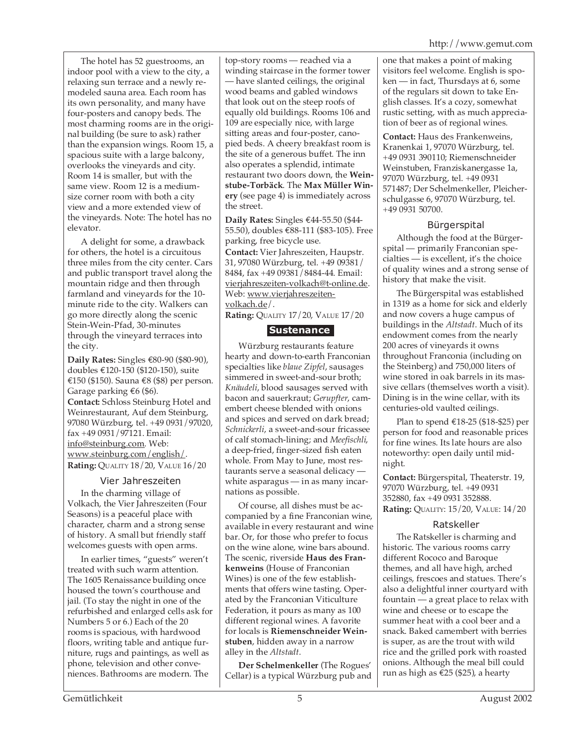The hotel has 52 guestrooms, an indoor pool with a view to the city, a relaxing sun terrace and a newly remodeled sauna area. Each room has its own personality, and many have four-posters and canopy beds. The most charming rooms are in the original building (be sure to ask) rather than the expansion wings. Room 15, a spacious suite with a large balcony, overlooks the vineyards and city. Room 14 is smaller, but with the same view. Room 12 is a medium-size corner room with both a city view and a more extended view of the vineyards. Note: The hotel has no elevator.

A delight for some, a drawback for others, the hotel is a circuitous three miles from the city center. Cars and public transport travel along the mountain ridge and then through farmland and vineyards for the 10-minute ride to the city. Walkers can go more directly along the scenic Stein-Wein-Pfad, 30-minutes through the vineyard terraces into the city.

**Daily Rates:** Singles €80-90 ($80-90), doubles €120-150 ($120-150), suite €150 ($150). Sauna €8 ($8) per person. Garage parking €6 ($6).
**Contact:** Schloss Steinburg Hotel and Weinrestaurant, Auf dem Steinburg, 97080 Würzburg, tel. +49 0931/97020, fax +49 0931/97121. Email: info@steinburg.com. Web: www.steinburg.com/english/.
**Rating:** QUALITY 18/20, VALUE 16/20

### Vier Jahreszeiten

In the charming village of Volkach, the Vier Jahreszeiten (Four Seasons) is a peaceful place with character, charm and a strong sense of history. A small but friendly staff welcomes guests with open arms.

In earlier times, "guests" weren't treated with such warm attention. The 1605 Renaissance building once housed the town's courthouse and jail. (To stay the night in one of the refurbished and enlarged cells ask for Numbers 5 or 6.) Each of the 20 rooms is spacious, with hardwood floors, writing table and antique furniture, rugs and paintings, as well as phone, television and other conveniences. Bathrooms are modern. The top-story rooms — reached via a winding staircase in the former tower — have slanted ceilings, the original wood beams and gabled windows that look out on the steep roofs of equally old buildings. Rooms 106 and 109 are especially nice, with large sitting areas and four-poster, canopied beds. A cheery breakfast room is the site of a generous buffet. The inn also operates a splendid, intimate restaurant two doors down, the **Weinstube-Torbäck**. The **Max Müller Winery** (see page 4) is immediately across the street.

**Daily Rates:** Singles €44-55.50 ($44-55.50), doubles €88-111 ($83-105). Free parking, free bicycle use.
**Contact:** Vier Jahreszeiten, Haupstr. 31, 97080 Würzburg, tel. +49 09381/8484, fax +49 09381/8484-44. Email: vierjahreszeiten-volkach@t-online.de. Web: www.vierjahreszeiten-volkach.de/.
**Rating:** QUALITY 17/20, VALUE 17/20

## Sustenance

Würzburg restaurants feature hearty and down-to-earth Franconian specialties like *blaue Zipfel*, sausages simmered in sweet-and-sour broth; *Knäudeli*, blood sausages served with bacon and sauerkraut; *Gerupfter*, camembert cheese blended with onions and spices and served on dark bread; *Schnickerli*, a sweet-and-sour fricassee of calf stomach-lining; and *Meefischli*, a deep-fried, finger-sized fish eaten whole. From May to June, most restaurants serve a seasonal delicacy — white asparagus — in as many incarnations as possible.

Of course, all dishes must be accompanied by a fine Franconian wine, available in every restaurant and wine bar. Or, for those who prefer to focus on the wine alone, wine bars abound. The scenic, riverside **Haus des Frankenweins** (House of Franconian Wines) is one of the few establishments that offers wine tasting. Operated by the Franconian Viticulture Federation, it pours as many as 100 different regional wines. A favorite for locals is **Riemenschneider Weinstuben**, hidden away in a narrow alley in the *Altstadt*.

**Der Schelmenkeller** (The Rogues' Cellar) is a typical Würzburg pub and one that makes a point of making visitors feel welcome. English is spoken — in fact, Thursdays at 6, some of the regulars sit down to take English classes. It's a cozy, somewhat rustic setting, with as much appreciation of beer as of regional wines.

**Contact:** Haus des Frankenweins, Kranenkai 1, 97070 Würzburg, tel. +49 0931 390110; Riemenschneider Weinstuben, Franziskanergasse 1a, 97070 Würzburg, tel. +49 0931 571487; Der Schelmenkeller, Pleicherschulgasse 6, 97070 Würzburg, tel. +49 0931 50700.

### Bürgerspital

Although the food at the Bürgerspital — primarily Franconian specialties — is excellent, it's the choice of quality wines and a strong sense of history that make the visit.

The Bürgerspital was established in 1319 as a home for sick and elderly and now covers a huge campus of buildings in the *Altstadt*. Much of its endowment comes from the nearly 200 acres of vineyards it owns throughout Franconia (including on the Steinberg) and 750,000 liters of wine stored in oak barrels in its massive cellars (themselves worth a visit). Dining is in the wine cellar, with its centuries-old vaulted ceilings.

Plan to spend €18-25 ($18-$25) per person for food and reasonable prices for fine wines. Its late hours are also noteworthy: open daily until midnight.

**Contact:** Bürgerspital, Theaterstr. 19, 97070 Würzburg, tel. +49 0931 352880, fax +49 0931 352888.
**Rating:** QUALITY: 15/20, VALUE: 14/20

### Ratskeller

The Ratskeller is charming and historic. The various rooms carry different Rococo and Baroque themes, and all have high, arched ceilings, frescoes and statues. There's also a delightful inner courtyard with fountain — a great place to relax with wine and cheese or to escape the summer heat with a cool beer and a snack. Baked camembert with berries is super, as are the trout with wild rice and the grilled pork with roasted onions. Although the meal bill could run as high as €25 ($25), a hearty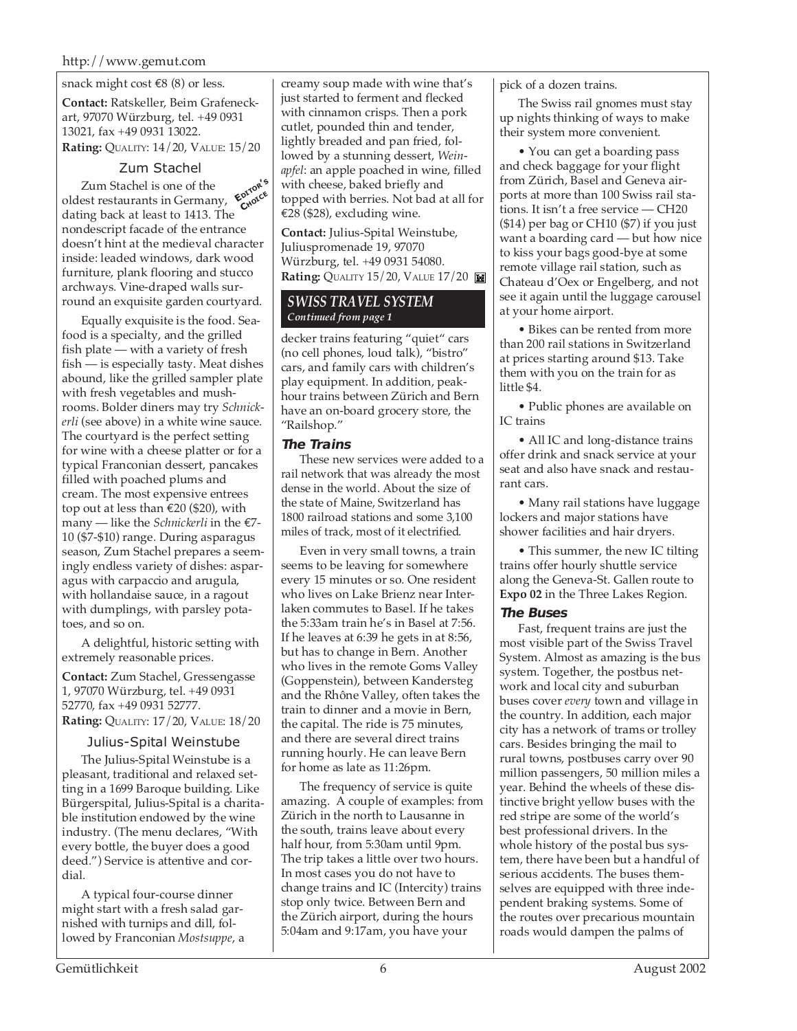snack might cost €8 (8) or less.

**Contact:** Ratskeller, Beim Grafeneckart, 97070 Würzburg, tel. +49 0931 13021, fax +49 0931 13022.
**Rating:** QUALITY: 14/20, VALUE: 15/20

### Zum Stachel

EDITOR'S CHOICE

Zum Stachel is one of the oldest restaurants in Germany, dating back at least to 1413. The nondescript facade of the entrance doesn't hint at the medieval character inside: leaded windows, dark wood furniture, plank flooring and stucco archways. Vine-draped walls surround an exquisite garden courtyard.

Equally exquisite is the food. Seafood is a specialty, and the grilled fish plate — with a variety of fresh fish — is especially tasty. Meat dishes abound, like the grilled sampler plate with fresh vegetables and mushrooms. Bolder diners may try *Schnickerli* (see above) in a white wine sauce. The courtyard is the perfect setting for wine with a cheese platter or for a typical Franconian dessert, pancakes filled with poached plums and cream. The most expensive entrees top out at less than €20 ($20), with many — like the *Schnickerli* in the €7-10 ($7-$10) range. During asparagus season, Zum Stachel prepares a seemingly endless variety of dishes: asparagus with carpaccio and arugula, with hollandaise sauce, in a ragout with dumplings, with parsley potatoes, and so on.

A delightful, historic setting with extremely reasonable prices.

**Contact:** Zum Stachel, Gressengasse 1, 97070 Würzburg, tel. +49 0931 52770, fax +49 0931 52777.
**Rating:** QUALITY: 17/20, VALUE: 18/20

### Julius-Spital Weinstube

The Julius-Spital Weinstube is a pleasant, traditional and relaxed setting in a 1699 Baroque building. Like Bürgerspital, Julius-Spital is a charitable institution endowed by the wine industry. (The menu declares, "With every bottle, the buyer does a good deed.") Service is attentive and cordial.

A typical four-course dinner might start with a fresh salad garnished with turnips and dill, followed by Franconian *Mostsuppe*, a creamy soup made with wine that's just started to ferment and flecked with cinnamon crisps. Then a pork cutlet, pounded thin and tender, lightly breaded and pan fried, followed by a stunning dessert, *Weinapfel*: an apple poached in wine, filled with cheese, baked briefly and topped with berries. Not bad at all for €28 ($28), excluding wine.

**Contact:** Julius-Spital Weinstube, Juliuspromenade 19, 97070 Würzburg, tel. +49 0931 54080.
**Rating:** QUALITY 15/20, VALUE 17/20

## *SWISS TRAVEL SYSTEM*
***Continued from page 1***

decker trains featuring "quiet" cars (no cell phones, loud talk), "bistro" cars, and family cars with children's play equipment. In addition, peak-hour trains between Zürich and Bern have an on-board grocery store, the "Railshop."

### The Trains

These new services were added to a rail network that was already the most dense in the world. About the size of the state of Maine, Switzerland has 1800 railroad stations and some 3,100 miles of track, most of it electrified.

Even in very small towns, a train seems to be leaving for somewhere every 15 minutes or so. One resident who lives on Lake Brienz near Interlaken commutes to Basel. If he takes the 5:33am train he's in Basel at 7:56. If he leaves at 6:39 he gets in at 8:56, but has to change in Bern. Another who lives in the remote Goms Valley (Goppenstein), between Kandersteg and the Rhône Valley, often takes the train to dinner and a movie in Bern, the capital. The ride is 75 minutes, and there are several direct trains running hourly. He can leave Bern for home as late as 11:26pm.

The frequency of service is quite amazing. A couple of examples: from Zürich in the north to Lausanne in the south, trains leave about every half hour, from 5:30am until 9pm. The trip takes a little over two hours. In most cases you do not have to change trains and IC (Intercity) trains stop only twice. Between Bern and the Zürich airport, during the hours 5:04am and 9:17am, you have your pick of a dozen trains.

The Swiss rail gnomes must stay up nights thinking of ways to make their system more convenient.

- You can get a boarding pass and check baggage for your flight from Zürich, Basel and Geneva airports at more than 100 Swiss rail stations. It isn't a free service — CH20 ($14) per bag or CH10 ($7) if you just want a boarding card — but how nice to kiss your bags good-bye at some remote village rail station, such as Chateau d'Oex or Engelberg, and not see it again until the luggage carousel at your home airport.

- Bikes can be rented from more than 200 rail stations in Switzerland at prices starting around $13. Take them with you on the train for as little $4.

- Public phones are available on IC trains

- All IC and long-distance trains offer drink and snack service at your seat and also have snack and restaurant cars.

- Many rail stations have luggage lockers and major stations have shower facilities and hair dryers.

- This summer, the new IC tilting trains offer hourly shuttle service along the Geneva-St. Gallen route to **Expo 02** in the Three Lakes Region.

### The Buses

Fast, frequent trains are just the most visible part of the Swiss Travel System. Almost as amazing is the bus system. Together, the postbus network and local city and suburban buses cover *every* town and village in the country. In addition, each major city has a network of trams or trolley cars. Besides bringing the mail to rural towns, postbuses carry over 90 million passengers, 50 million miles a year. Behind the wheels of these distinctive bright yellow buses with the red stripe are some of the world's best professional drivers. In the whole history of the postal bus system, there have been but a handful of serious accidents. The buses themselves are equipped with three independent braking systems. Some of the routes over precarious mountain roads would dampen the palms of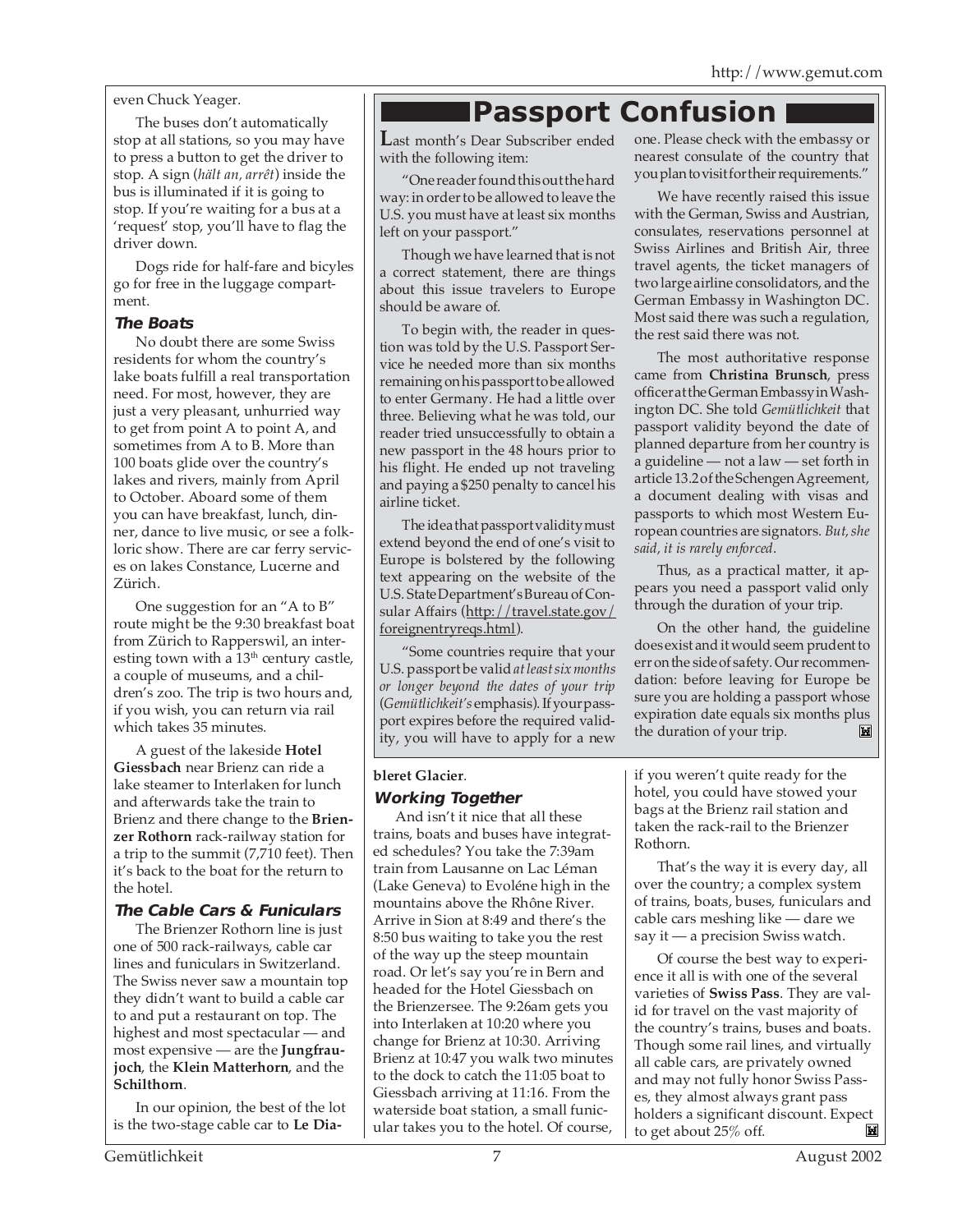even Chuck Yeager.

The buses don't automatically stop at all stations, so you may have to press a button to get the driver to stop. A sign (*hält an, arrêt*) inside the bus is illuminated if it is going to stop. If you're waiting for a bus at a 'request' stop, you'll have to flag the driver down.

Dogs ride for half-fare and bicyles go for free in the luggage compartment.

### The Boats

No doubt there are some Swiss residents for whom the country's lake boats fulfill a real transportation need. For most, however, they are just a very pleasant, unhurried way to get from point A to point A, and sometimes from A to B. More than 100 boats glide over the country's lakes and rivers, mainly from April to October. Aboard some of them you can have breakfast, lunch, dinner, dance to live music, or see a folkloric show. There are car ferry services on lakes Constance, Lucerne and Zürich.

One suggestion for an "A to B" route might be the 9:30 breakfast boat from Zürich to Rapperswil, an interesting town with a 13th century castle, a couple of museums, and a children's zoo. The trip is two hours and, if you wish, you can return via rail which takes 35 minutes.

A guest of the lakeside **Hotel Giessbach** near Brienz can ride a lake steamer to Interlaken for lunch and afterwards take the train to Brienz and there change to the **Brienzer Rothorn** rack-railway station for a trip to the summit (7,710 feet). Then it's back to the boat for the return to the hotel.

### The Cable Cars & Funiculars

The Brienzer Rothorn line is just one of 500 rack-railways, cable car lines and funiculars in Switzerland. The Swiss never saw a mountain top they didn't want to build a cable car to and put a restaurant on top. The highest and most spectacular — and most expensive — are the **Jungfraujoch**, the **Klein Matterhorn**, and the **Schilthorn**.

In our opinion, the best of the lot is the two-stage cable car to **Le Diableret Glacier**.

### Working Together

And isn't it nice that all these trains, boats and buses have integrated schedules? You take the 7:39am train from Lausanne on Lac Léman (Lake Geneva) to Evoléne high in the mountains above the Rhône River. Arrive in Sion at 8:49 and there's the 8:50 bus waiting to take you the rest of the way up the steep mountain road. Or let's say you're in Bern and headed for the Hotel Giessbach on the Brienzersee. The 9:26am gets you into Interlaken at 10:20 where you change for Brienz at 10:30. Arriving Brienz at 10:47 you walk two minutes to the dock to catch the 11:05 boat to Giessbach arriving at 11:16. From the waterside boat station, a small funicular takes you to the hotel. Of course, if you weren't quite ready for the hotel, you could have stowed your bags at the Brienz rail station and taken the rack-rail to the Brienzer Rothorn.

That's the way it is every day, all over the country; a complex system of trains, boats, buses, funiculars and cable cars meshing like — dare we say it — a precision Swiss watch.

Of course the best way to experience it all is with one of the several varieties of **Swiss Pass**. They are valid for travel on the vast majority of the country's trains, buses and boats. Though some rail lines, and virtually all cable cars, are privately owned and may not fully honor Swiss Passes, they almost always grant pass holders a significant discount. Expect to get about 25% off.

## Passport Confusion

Last month's Dear Subscriber ended with the following item:

"One reader found this out the hard way: in order to be allowed to leave the U.S. you must have at least six months left on your passport."

Though we have learned that is not a correct statement, there are things about this issue travelers to Europe should be aware of.

To begin with, the reader in question was told by the U.S. Passport Service he needed more than six months remaining on his passport to be allowed to enter Germany. He had a little over three. Believing what he was told, our reader tried unsuccessfully to obtain a new passport in the 48 hours prior to his flight. He ended up not traveling and paying a $250 penalty to cancel his airline ticket.

The idea that passport validity must extend beyond the end of one's visit to Europe is bolstered by the following text appearing on the website of the U.S. State Department's Bureau of Consular Affairs (http://travel.state.gov/foreignentryreqs.html).

"Some countries require that your U.S. passport be valid *at least six months or longer beyond the dates of your trip* (*Gemütlichkeit's* emphasis). If your passport expires before the required validity, you will have to apply for a new one. Please check with the embassy or nearest consulate of the country that you plan to visit for their requirements."

We have recently raised this issue with the German, Swiss and Austrian, consulates, reservations personnel at Swiss Airlines and British Air, three travel agents, the ticket managers of two large airline consolidators, and the German Embassy in Washington DC. Most said there was such a regulation, the rest said there was not.

The most authoritative response came from **Christina Brunsch**, press officer at the German Embassy in Washington DC. She told *Gemütlichkeit* that passport validity beyond the date of planned departure from her country is a guideline — not a law — set forth in article 13.2 of the Schengen Agreement, a document dealing with visas and passports to which most Western European countries are signators. *But, she said, it is rarely enforced*.

Thus, as a practical matter, it appears you need a passport valid only through the duration of your trip.

On the other hand, the guideline does exist and it would seem prudent to err on the side of safety. Our recommendation: before leaving for Europe be sure you are holding a passport whose expiration date equals six months plus the duration of your trip.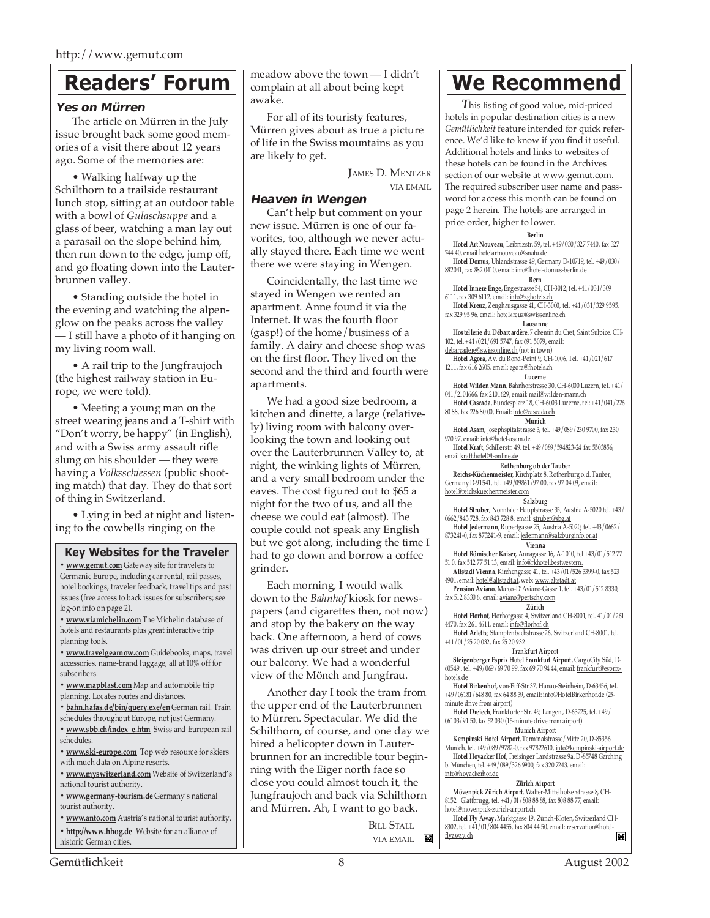# Readers' Forum

### *Yes on Mürren*

The article on Mürren in the July issue brought back some good memories of a visit there about 12 years ago. Some of the memories are:

• Walking halfway up the Schilthorn to a trailside restaurant lunch stop, sitting at an outdoor table with a bowl of *Gulaschsuppe* and a glass of beer, watching a man lay out a parasail on the slope behind him, then run down to the edge, jump off, and go floating down into the Lauterbrunnen valley.

• Standing outside the hotel in the evening and watching the alpenglow on the peaks across the valley — I still have a photo of it hanging on my living room wall.

• A rail trip to the Jungfraujoch (the highest railway station in Europe, we were told).

• Meeting a young man on the street wearing jeans and a T-shirt with "Don't worry, be happy" (in English), and with a Swiss army assault rifle slung on his shoulder — they were having a *Volksschiessen* (public shooting match) that day. They do that sort of thing in Switzerland.

• Lying in bed at night and listening to the cowbells ringing on the meadow above the town — I didn't complain at all about being kept awake.

For all of its touristy features, Mürren gives about as true a picture of life in the Swiss mountains as you are likely to get.

JAMES D. MENTZER
VIA EMAIL

### *Heaven in Wengen*

Can't help but comment on your new issue. Mürren is one of our favorites, too, although we never actually stayed there. Each time we went there we were staying in Wengen.

Coincidentally, the last time we stayed in Wengen we rented an apartment. Anne found it via the Internet. It was the fourth floor (gasp!) of the home/business of a family. A dairy and cheese shop was on the first floor. They lived on the second and the third and fourth were apartments.

We had a good size bedroom, a kitchen and dinette, a large (relatively) living room with balcony overlooking the town and looking out over the Lauterbrunnen Valley to, at night, the winking lights of Mürren, and a very small bedroom under the eaves. The cost figured out to $65 a night for the two of us, and all the cheese we could eat (almost). The couple could not speak any English but we got along, including the time I had to go down and borrow a coffee grinder.

Each morning, I would walk down to the *Bahnhof* kiosk for newspapers (and cigarettes then, not now) and stop by the bakery on the way back. One afternoon, a herd of cows was driven up our street and under our balcony. We had a wonderful view of the Mönch and Jungfrau.

Another day I took the tram from the upper end of the Lauterbrunnen to Mürren. Spectacular. We did the Schilthorn, of course, and one day we hired a helicopter down in Lauterbrunnen for an incredible tour beginning with the Eiger north face so close you could almost touch it, the Jungfraujoch and back via Schilthorn and Mürren. Ah, I want to go back.

BILL STALL
VIA EMAIL

## Key Websites for the Traveler

• **www.gemut.com** Gateway site for travelers to Germanic Europe, including car rental, rail passes, hotel bookings, traveler feedback, travel tips and past issues (free access to back issues for subscribers; see log-on info on page 2).

• **www.viamichelin.com** The Michelin database of hotels and restaurants plus great interactive trip planning tools.

• **www.travelgearnow.com** Guidebooks, maps, travel accessories, name-brand luggage, all at 10% off for subscribers.

• **www.mapblast.com** Map and automobile trip planning. Locates routes and distances.

• **bahn.hafas.de/bin/query.exe/en** German rail. Train schedules throughout Europe, not just Germany.

• **www.sbb.ch/index_e.htm** Swiss and European rail schedules.

• **www.ski-europe.com** Top web resource for skiers with much data on Alpine resorts.

• **www.myswitzerland.com** Website of Switzerland's national tourist authority.

• **www.germany-tourism.de** Germany's national tourist authority.

• **www.anto.com** Austria's national tourist authority.

• **http://www.hhog.de** Website for an alliance of historic German cities.

# We Recommend

*This* listing of good value, mid-priced hotels in popular destination cities is a new *Gemütlichkeit* feature intended for quick reference. We'd like to know if you find it useful. Additional hotels and links to websites of these hotels can be found in the Archives section of our website at www.gemut.com. The required subscriber user name and password for access this month can be found on page 2 herein. The hotels are arranged in price order, higher to lower.

**Berlin**

**Hotel Art Nouveau**, Leibnizstr. 59, tel. +49/030/327 7440, fax 327 744 40, email hotelartnouveau@snafu.de

**Hotel Domus**, Uhlandstrasse 49, Germany D-10719, tel. +49/030/882041, fax 882 0410, email: info@hotel-domus-berlin.de

**Bern**

**Hotel Innere Enge**, Engestrasse 54, CH-3012, tel. +41/031/309 6111, fax 309 6112, email: info@zghotels.ch

**Hotel Kreuz**, Zeughausgasse 41, CH-3000, tel. +41/031/329 9595, fax 329 95 96, email: hotelkreuz@swissonline.ch

**Lausanne**

**Hostellerie du Débarcardère**, 7 chemin du Cret, Saint Sulpice, CH-102, tel. +41/021/691 5747, fax 691 5079, email: debarcadere@swissonline.ch (not in town)

**Hotel Agora**, Av. du Rond-Point 9, CH-1006, Tel. +41/021/617 1211, fax 616 2605, email: agora@fhotels.ch

**Lucerne**

**Hotel Wilden Mann**, Bahnhofstrasse 30, CH-6000 Luzern, tel. +41/041/2101666, fax 2101629, email: mail@wilden-mann.ch

**Hotel Cascada**, Bundesplatz 18, CH-6003 Lucerne, tel: +41/041/226 80 88, fax 226 80 00, Email: info@cascada.ch

**Munich**

**Hotel Asam**, Josephspitalstrasse 3, tel. +49/089/230 9700, fax 230 970 97, email: info@hotel-asam.de

**Hotel Kraft**, Schillerstr. 49, tel. +49/089/594823-24 fax 5503856, email kraft.hotel@t-online.de

**Rothenburg ob der Tauber**

**Reichs-Küchenmeister**, Kirchplatz 8, Rothenburg o.d. Tauber, Germany D-91541, tel. +49/09861/97 00, fax 97 04 09, email: hotel@reichskuechenmeister.com

**Salzburg**

**Hotel Struber**, Nonntaler Hauptstrasse 35, Austria A-5020 tel. +43/0662/843 728, fax 843 728 8, email: struber@sbg.at

**Hotel Jedermann**, Rupertgasse 25, Austria A-5020, tel. +43/0662/873241-0, fax 873241-9, email: jedermann@salzburginfo.or.at

**Vienna**

**Hotel Römischer Kaiser**, Annagasse 16, A-1010, tel +43/01/512 77 51 0, fax 512 77 51 13, email: info@rkhotel.bestwestern.

**Altstadt Vienna**, Kirchengasse 41, tel. +43/01/526 3399-0, fax 523 4901, email: hotel@altstadt.at, web: www.altstadt.at

**Pension Aviano**, Marco-D'Aviano-Gasse 1, tel. +43/01/512 8330, fax 512 8330 6, email: aviano@pertschy.com

**Zürich**

**Hotel Florhof**, Florhofgasse 4, Switzerland CH-8001, tel. 41/01/261 4470, fax 261 4611, email: info@florhof.ch

**Hotel Arlette**, Stampfenbachstrasse 26, Switzerland CH-8001, tel. +41/01/25 20 032, fax 25 20 932

**Frankfurt Airport**

**Steigenberger Esprix Hotel Frankfurt Airport**, CargoCity Süd, D-60549, tel. +49/069/69 70 99, fax 69 70 94 44, email: frankfurt@esprix-hotels.de

**Hotel Birkenhof**, von-Eiff-Str 37, Hanau-Steinheim, D-63456, tel. +49/06181/648 80, fax 64 88 39, email: info@HotelBirkenhof.de (25-minute drive from airport)

**Hotel Dreiech**, Frankfurter Str. 49, Langen, D-63225, tel. +49/06103/91 50, fax 52 030 (15-minute drive from airport)

**Munich Airport**

**Kempinski Hotel Airport**, Terminalstrasse/Mitte 20, D-85356 Munich, tel. +49/089/9782-0, fax 97822610, info@kempinski-airport.de

**Hotel Hoyacker Hof,** Freisinger Landstrasse 9a, D-85748 Garching b. München, tel. +49/089/326 9900, fax 320 7243, email: info@hoyackerhof.de

**Zürich Airport**

**Mövenpick Zürich Airport**, Walter-Mittelholzerstrasse 8, CH-8152 Glattbrugg, tel. +41/01/808 88 88, fax 808 88 77, email: hotel@movenpick-zurich-airport.ch

**Hotel Fly Away,** Marktgasse 19, Zürich-Kloten, Switzerland CH-8302, tel. +41/01/804 4455, fax 804 44 50, email: reservation@hotel-flyaway.ch